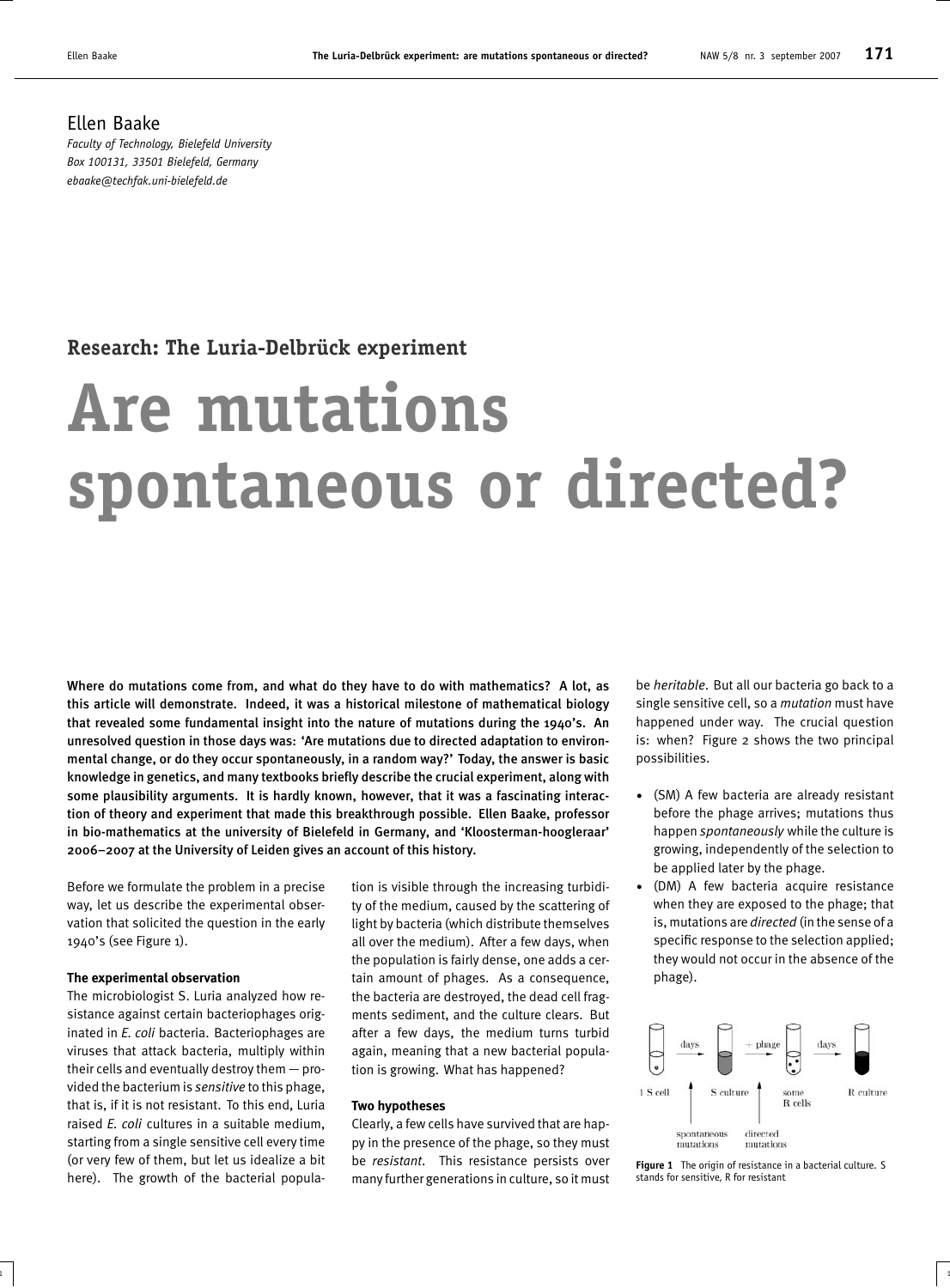Ellen Baake
*Faculty of Technology, Bielefeld University*
*Box 100131, 33501 Bielefeld, Germany*
*ebaake@techfak.uni-bielefeld.de*

**Research: The Luria-Delbrück experiment**

# Are mutations spontaneous or directed?

**Where do mutations come from, and what do they have to do with mathematics? A lot, as this article will demonstrate. Indeed, it was a historical milestone of mathematical biology that revealed some fundamental insight into the nature of mutations during the 1940's. An unresolved question in those days was: 'Are mutations due to directed adaptation to environmental change, or do they occur spontaneously, in a random way?' Today, the answer is basic knowledge in genetics, and many textbooks briefly describe the crucial experiment, along with some plausibility arguments. It is hardly known, however, that it was a fascinating interaction of theory and experiment that made this breakthrough possible. Ellen Baake, professor in bio-mathematics at the university of Bielefeld in Germany, and 'Kloosterman-hoogleraar' 2006–2007 at the University of Leiden gives an account of this history.**

Before we formulate the problem in a precise way, let us describe the experimental observation that solicited the question in the early 1940's (see Figure 1).

### The experimental observation

The microbiologist S. Luria analyzed how resistance against certain bacteriophages originated in *E. coli* bacteria. Bacteriophages are viruses that attack bacteria, multiply within their cells and eventually destroy them — provided the bacterium is *sensitive* to this phage, that is, if it is not resistant. To this end, Luria raised *E. coli* cultures in a suitable medium, starting from a single sensitive cell every time (or very few of them, but let us idealize a bit here). The growth of the bacterial population is visible through the increasing turbidity of the medium, caused by the scattering of light by bacteria (which distribute themselves all over the medium). After a few days, when the population is fairly dense, one adds a certain amount of phages. As a consequence, the bacteria are destroyed, the dead cell fragments sediment, and the culture clears. But after a few days, the medium turns turbid again, meaning that a new bacterial population is growing. What has happened?

### Two hypotheses

Clearly, a few cells have survived that are happy in the presence of the phage, so they must be *resistant*. This resistance persists over many further generations in culture, so it must be *heritable*. But all our bacteria go back to a single sensitive cell, so a *mutation* must have happened under way. The crucial question is: when? Figure 2 shows the two principal possibilities.

- (SM) A few bacteria are already resistant before the phage arrives; mutations thus happen *spontaneously* while the culture is growing, independently of the selection to be applied later by the phage.
- (DM) A few bacteria acquire resistance when they are exposed to the phage; that is, mutations are *directed* (in the sense of a specific response to the selection applied; they would not occur in the absence of the phage).

**Figure 1** The origin of resistance in a bacterial culture. S stands for sensitive, R for resistant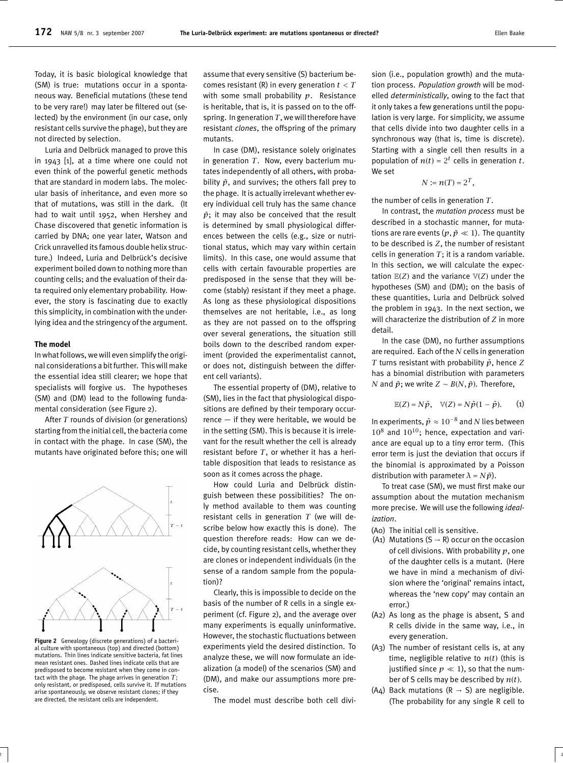Today, it is basic biological knowledge that (SM) is true: mutations occur in a spontaneous way. Beneficial mutations (these tend to be very rare!) may later be filtered out (selected) by the environment (in our case, only resistant cells survive the phage), but they are not directed by selection.

Luria and Delbrück managed to prove this in 1943 [1], at a time where one could not even think of the powerful genetic methods that are standard in modern labs. The molecular basis of inheritance, and even more so that of mutations, was still in the dark. (It had to wait until 1952, when Hershey and Chase discovered that genetic information is carried by DNA; one year later, Watson and Crick unravelled its famous double helix structure.) Indeed, Luria and Delbrück's decisive experiment boiled down to nothing more than counting cells; and the evaluation of their data required only elementary probability. However, the story is fascinating due to exactly this simplicity, in combination with the underlying idea and the stringency of the argument.

## The model

In what follows, we will even simplify the original considerations a bit further. This will make the essential idea still clearer; we hope that specialists will forgive us. The hypotheses (SM) and (DM) lead to the following fundamental consideration (see Figure 2).

After $T$ rounds of division (or generations) starting from the initial cell, the bacteria come in contact with the phage. In case (SM), the mutants have originated before this; one will assume that every sensitive (S) bacterium becomes resistant (R) in every generation $t < T$ with some small probability $p$. Resistance is heritable, that is, it is passed on to the offspring. In generation $T$, we will therefore have resistant *clones*, the offspring of the primary mutants.

In case (DM), resistance solely originates in generation $T$. Now, every bacterium mutates independently of all others, with probability $\tilde{p}$, and survives; the others fall prey to the phage. It is actually irrelevant whether every individual cell truly has the same chance $\tilde{p}$; it may also be conceived that the result is determined by small physiological differences between the cells (e.g., size or nutritional status, which may vary within certain limits). In this case, one would assume that cells with certain favourable properties are predisposed in the sense that they will become (stably) resistant if they meet a phage. As long as these physiological dispositions themselves are not heritable, i.e., as long as they are not passed on to the offspring over several generations, the situation still boils down to the described random experiment (provided the experimentalist cannot, or does not, distinguish between the different cell variants).

The essential property of (DM), relative to (SM), lies in the fact that physiological dispositions are defined by their temporary occurrence — if they were heritable, we would be in the setting (SM). This is because it is irrelevant for the result whether the cell is already resistant before $T$, or whether it has a heritable disposition that leads to resistance as soon as it comes across the phage.

How could Luria and Delbrück distinguish between these possibilities? The only method available to them was counting resistant cells in generation $T$ (we will describe below how exactly this is done). The question therefore reads: How can we decide, by counting resistant cells, whether they are clones or independent individuals (in the sense of a random sample from the population)?

Clearly, this is impossible to decide on the basis of the number of R cells in a single experiment (cf. Figure 2), and the average over many experiments is equally uninformative. However, the stochastic fluctuations between experiments yield the desired distinction. To analyze these, we will now formulate an idealization (a model) of the scenarios (SM) and (DM), and make our assumptions more precise.

The model must describe both cell division (i.e., population growth) and the mutation process. *Population growth* will be modelled *deterministically*, owing to the fact that it only takes a few generations until the population is very large. For simplicity, we assume that cells divide into two daughter cells in a synchronous way (that is, time is discrete). Starting with a single cell then results in a population of $n(t) = 2^t$ cells in generation $t$. We set

$$N := n(T) = 2^T,$$

the number of cells in generation $T$.

In contrast, the *mutation process* must be described in a stochastic manner, for mutations are rare events ($p, \tilde{p} \ll 1$). The quantity to be described is $Z$, the number of resistant cells in generation $T$; it is a random variable. In this section, we will calculate the expectation $\mathbb{E}(Z)$ and the variance $\mathbb{V}(Z)$ under the hypotheses (SM) and (DM); on the basis of these quantities, Luria and Delbrück solved the problem in 1943. In the next section, we will characterize the distribution of $Z$ in more detail.

In the case (DM), no further assumptions are required. Each of the $N$ cells in generation $T$ turns resistant with probability $\tilde{p}$, hence $Z$ has a binomial distribution with parameters $N$ and $\tilde{p}$; we write $Z \sim B(N, \tilde{p})$. Therefore,

$$\mathbb{E}(Z) = N\tilde{p}, \quad \mathbb{V}(Z) = N\tilde{p}(1 - \tilde{p}). \qquad (1)$$

In experiments, $\tilde{p} \approx 10^{-8}$ and $N$ lies between $10^8$ and $10^{10}$; hence, expectation and variance are equal up to a tiny error term. (This error term is just the deviation that occurs if the binomial is approximated by a Poisson distribution with parameter $\lambda = N\tilde{p}$).

To treat case (SM), we must first make our assumption about the mutation mechanism more precise. We will use the following *idealization*.

(A0) The initial cell is sensitive.

(A1) Mutations (S → R) occur on the occasion of cell divisions. With probability $p$, one of the daughter cells is a mutant. (Here we have in mind a mechanism of division where the 'original' remains intact, whereas the 'new copy' may contain an error.)

(A2) As long as the phage is absent, S and R cells divide in the same way, i.e., in every generation.

(A3) The number of resistant cells is, at any time, negligible relative to $n(t)$ (this is justified since $p \ll 1$), so that the number of S cells may be described by $n(t)$.

(A4) Back mutations (R → S) are negligible. (The probability for any single R cell to

**Figure 2** Genealogy (discrete generations) of a bacterial culture with spontaneous (top) and directed (bottom) mutations. Thin lines indicate sensitive bacteria, fat lines mean resistant ones. Dashed lines indicate cells that are predisposed to become resistant when they come in contact with the phage. The phage arrives in generation $T$; only resistant, or predisposed, cells survive it. If mutations arise spontaneously, we observe resistant clones; if they are directed, the resistant cells are independent.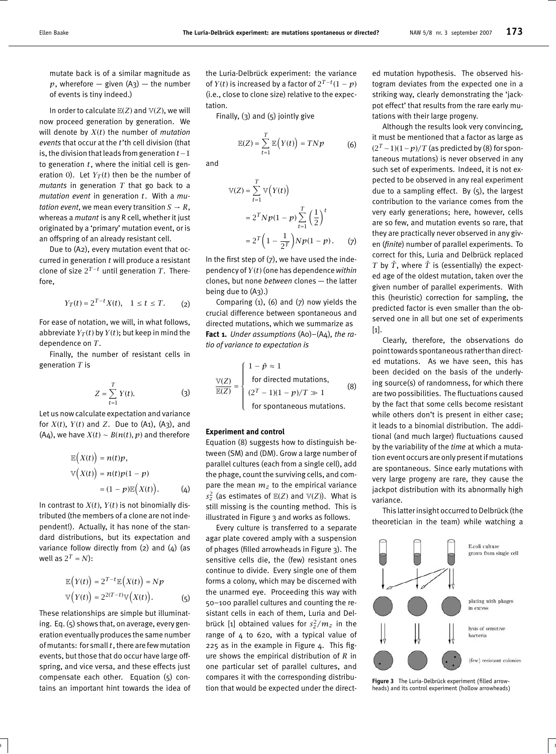mutate back is of a similar magnitude as $p$, wherefore — given (A3) — the number of events is tiny indeed.)

In order to calculate $\mathbb{E}(Z)$ and $\mathbb{V}(Z)$, we will now proceed generation by generation. We will denote by $X(t)$ the number of *mutation events* that occur at the $t$'th cell division (that is, the division that leads from generation $t-1$ to generation $t$, where the initial cell is generation 0). Let $Y_T(t)$ then be the number of *mutants* in generation $T$ that go back to a *mutation event* in generation $t$. With a *mutation event*, we mean every transition $S \to R$, whereas a *mutant* is any R cell, whether it just originated by a 'primary' mutation event, or is an offspring of an already resistant cell.

Due to (A2), every mutation event that occurred in generation $t$ will produce a resistant clone of size $2^{T-t}$ until generation $T$. Therefore,

$$Y_T(t) = 2^{T-t}X(t), \quad 1 \leq t \leq T. \tag{2}$$

For ease of notation, we will, in what follows, abbreviate $Y_T(t)$ by $Y(t)$; but keep in mind the dependence on $T$.

Finally, the number of resistant cells in generation $T$ is

$$Z = \sum_{t=1}^{T} Y(t). \tag{3}$$

Let us now calculate expectation and variance for $X(t)$, $Y(t)$ and $Z$. Due to (A1), (A3), and (A4), we have $X(t) \sim B(n(t), p)$ and therefore

$$\begin{aligned} \mathbb{E}\Big(X(t)\Big) &= n(t)p, \\ \mathbb{V}\Big(X(t)\Big) &= n(t)p(1-p) \\ &= (1-p)\mathbb{E}\Big(X(t)\Big). \end{aligned} \tag{4}$$

In contrast to $X(t)$, $Y(t)$ is not binomially distributed (the members of a clone are not independent!). Actually, it has none of the standard distributions, but its expectation and variance follow directly from (2) and (4) (as well as $2^T = N$):

$$\begin{aligned} \mathbb{E}\Big(Y(t)\Big) &= 2^{T-t}\mathbb{E}\Big(X(t)\Big) = Np \\ \mathbb{V}\Big(Y(t)\Big) &= 2^{2(T-t)}\mathbb{V}\Big(X(t)\Big). \end{aligned} \tag{5}$$

These relationships are simple but illuminating. Eq. (5) shows that, on average, every generation eventually produces the same number of mutants: for small $t$, there are few mutation events, but those that do occur have large offspring, and vice versa, and these effects just compensate each other. Equation (5) contains an important hint towards the idea of the Luria-Delbrück experiment: the variance of $Y(t)$ is increased by a factor of $2^{T-t}(1-p)$ (i.e., close to clone size) relative to the expectation.

Finally, (3) and (5) jointly give

$$\mathbb{E}(Z) = \sum_{t=1}^{T} \mathbb{E}\Big(Y(t)\Big) = TNp \tag{6}$$

and

$$\begin{aligned} \mathbb{V}(Z) &= \sum_{t=1}^{T} \mathbb{V}\Big(Y(t)\Big) \\ &= 2^T Np(1-p)\sum_{t=1}^{T}\left(\frac{1}{2}\right)^t \\ &= 2^T\left(1 - \frac{1}{2^T}\right)Np(1-p). \end{aligned} \tag{7}$$

In the first step of (7), we have used the independency of $Y(t)$ (one has dependence *within* clones, but none *between* clones — the latter being due to (A3).)

Comparing (1), (6) and (7) now yields the crucial difference between spontaneous and directed mutations, which we summarize as

**Fact 1.** *Under assumptions* (A0)–(A4)*, the ratio of variance to expectation is*

$$\frac{\mathbb{V}(Z)}{\mathbb{E}(Z)} = \begin{cases} 1 - \tilde{p} \approx 1 \\ \quad \text{for directed mutations,} \\ (2^T - 1)(1-p)/T \gg 1 \\ \quad \text{for spontaneous mutations.} \end{cases} \tag{8}$$

### Experiment and control

Equation (8) suggests how to distinguish between (SM) and (DM). Grow a large number of parallel cultures (each from a single cell), add the phage, count the surviving cells, and compare the mean $m_Z$ to the empirical variance $s_Z^2$ (as estimates of $\mathbb{E}(Z)$ and $\mathbb{V}(Z)$). What is still missing is the counting method. This is illustrated in Figure 3 and works as follows.

Every culture is transferred to a separate agar plate covered amply with a suspension of phages (filled arrowheads in Figure 3). The sensitive cells die, the (few) resistant ones continue to divide. Every single one of them forms a colony, which may be discerned with the unarmed eye. Proceeding this way with 50–100 parallel cultures and counting the resistant cells in each of them, Luria and Delbrück [1] obtained values for $s_Z^2/m_Z$ in the range of 4 to 620, with a typical value of 225 as in the example in Figure 4. This figure shows the empirical distribution of $R$ in one particular set of parallel cultures, and compares it with the corresponding distribution that would be expected under the directed mutation hypothesis. The observed histogram deviates from the expected one in a striking way, clearly demonstrating the 'jackpot effect' that results from the rare early mutations with their large progeny.

Although the results look very convincing, it must be mentioned that a factor as large as $(2^T-1)(1-p)/T$ (as predicted by (8) for spontaneous mutations) is never observed in any such set of experiments. Indeed, it is not expected to be observed in any real experiment due to a sampling effect. By (5), the largest contribution to the variance comes from the very early generations; here, however, cells are so few, and mutation events so rare, that they are practically never observed in any given (*finite*) number of parallel experiments. To correct for this, Luria and Delbrück replaced $T$ by $\hat{T}$, where $\hat{T}$ is (essentially) the expected age of the oldest mutation, taken over the given number of parallel experiments. With this (heuristic) correction for sampling, the predicted factor is even smaller than the observed one in all but one set of experiments [1].

Clearly, therefore, the observations do point towards spontaneous rather than directed mutations. As we have seen, this has been decided on the basis of the underlying source(s) of randomness, for which there are two possibilities. The fluctuations caused by the fact that some cells become resistant while others don't is present in either case; it leads to a binomial distribution. The additional (and much larger) fluctuations caused by the variability of the *time* at which a mutation event occurs are only present if mutations are spontaneous. Since early mutations with very large progeny are rare, they cause the jackpot distribution with its abnormally high variance.

This latter insight occurred to Delbrück (the theoretician in the team) while watching a

**Figure 3** The Luria-Delbrück experiment (filled arrowheads) and its control experiment (hollow arrowheads)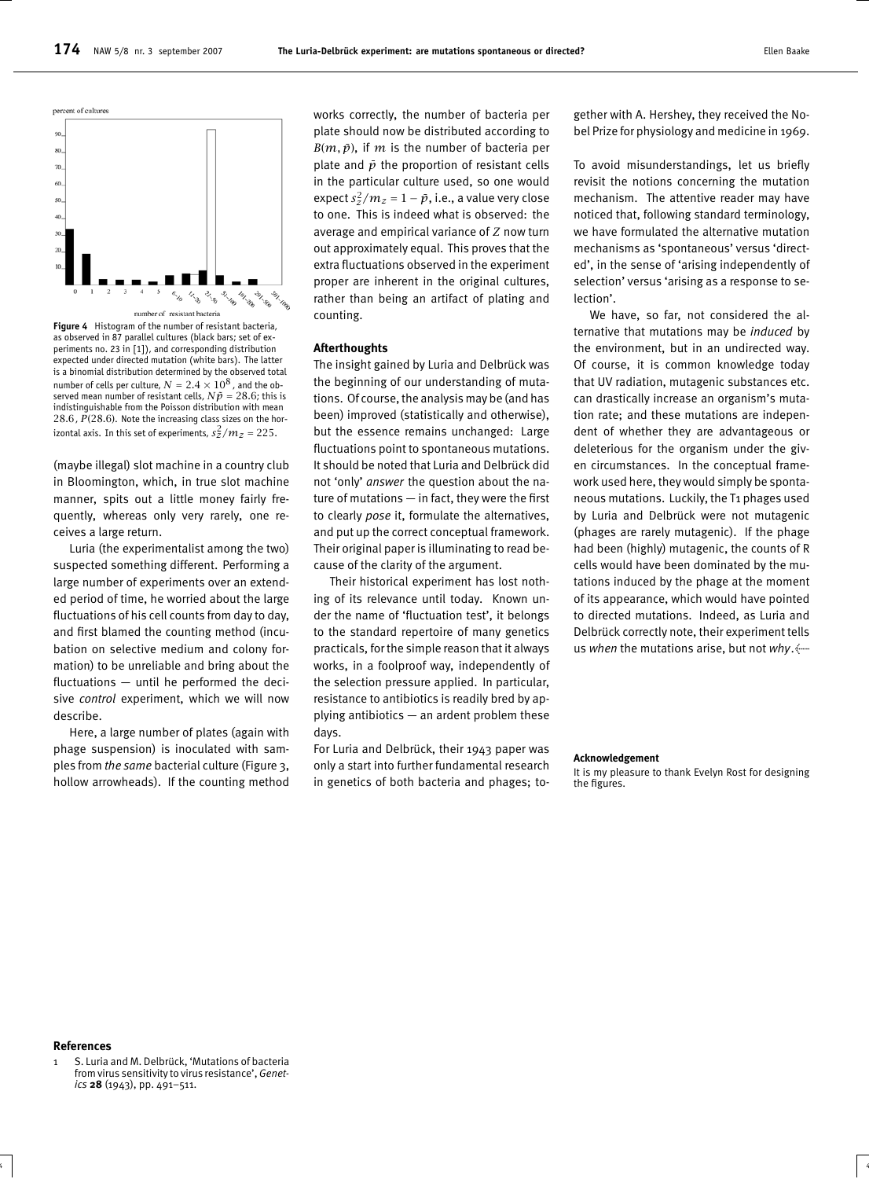percent of cultures

90
80
70
60
50
40
30
20
10

0 1 2 3 4 5 6–10 11–20 21–50 51–100 101–200 201–500 501–1000

number of resistant bacteria

**Figure 4** Histogram of the number of resistant bacteria, as observed in 87 parallel cultures (black bars; set of experiments no. 23 in [1]), and corresponding distribution expected under directed mutation (white bars). The latter is a binomial distribution determined by the observed total number of cells per culture, $N = 2.4 \times 10^8$, and the observed mean number of resistant cells, $N\bar{p} = 28.6$; this is indistinguishable from the Poisson distribution with mean $28.6$, $P(28.6)$. Note the increasing class sizes on the horizontal axis. In this set of experiments, $s_Z^2/m_Z = 225$.

(maybe illegal) slot machine in a country club in Bloomington, which, in true slot machine manner, spits out a little money fairly frequently, whereas only very rarely, one receives a large return.

Luria (the experimentalist among the two) suspected something different. Performing a large number of experiments over an extended period of time, he worried about the large fluctuations of his cell counts from day to day, and first blamed the counting method (incubation on selective medium and colony formation) to be unreliable and bring about the fluctuations — until he performed the decisive *control* experiment, which we will now describe.

Here, a large number of plates (again with phage suspension) is inoculated with samples from *the same* bacterial culture (Figure 3, hollow arrowheads). If the counting method works correctly, the number of bacteria per plate should now be distributed according to $B(m, \bar{p})$, if $m$ is the number of bacteria per plate and $\bar{p}$ the proportion of resistant cells in the particular culture used, so one would expect $s_Z^2/m_Z = 1 - \bar{p}$, i.e., a value very close to one. This is indeed what is observed: the average and empirical variance of $Z$ now turn out approximately equal. This proves that the extra fluctuations observed in the experiment proper are inherent in the original cultures, rather than being an artifact of plating and counting.

## Afterthoughts

The insight gained by Luria and Delbrück was the beginning of our understanding of mutations. Of course, the analysis may be (and has been) improved (statistically and otherwise), but the essence remains unchanged: Large fluctuations point to spontaneous mutations. It should be noted that Luria and Delbrück did not 'only' *answer* the question about the nature of mutations — in fact, they were the first to clearly *pose* it, formulate the alternatives, and put up the correct conceptual framework. Their original paper is illuminating to read because of the clarity of the argument.

Their historical experiment has lost nothing of its relevance until today. Known under the name of 'fluctuation test', it belongs to the standard repertoire of many genetics practicals, for the simple reason that it always works, in a foolproof way, independently of the selection pressure applied. In particular, resistance to antibiotics is readily bred by applying antibiotics — an ardent problem these days.

For Luria and Delbrück, their 1943 paper was only a start into further fundamental research in genetics of both bacteria and phages; together with A. Hershey, they received the Nobel Prize for physiology and medicine in 1969.

To avoid misunderstandings, let us briefly revisit the notions concerning the mutation mechanism. The attentive reader may have noticed that, following standard terminology, we have formulated the alternative mutation mechanisms as 'spontaneous' versus 'directed', in the sense of 'arising independently of selection' versus 'arising as a response to selection'.

We have, so far, not considered the alternative that mutations may be *induced* by the environment, but in an undirected way. Of course, it is common knowledge today that UV radiation, mutagenic substances etc. can drastically increase an organism's mutation rate; and these mutations are independent of whether they are advantageous or deleterious for the organism under the given circumstances. In the conceptual framework used here, they would simply be spontaneous mutations. Luckily, the T1 phages used by Luria and Delbrück were not mutagenic (phages are rarely mutagenic). If the phage had been (highly) mutagenic, the counts of R cells would have been dominated by the mutations induced by the phage at the moment of its appearance, which would have pointed to directed mutations. Indeed, as Luria and Delbrück correctly note, their experiment tells us *when* the mutations arise, but not *why*.

#### Acknowledgement

It is my pleasure to thank Evelyn Rost for designing the figures.

## References

1. S. Luria and M. Delbrück, 'Mutations of bacteria from virus sensitivity to virus resistance', *Genetics* **28** (1943), pp. 491–511.